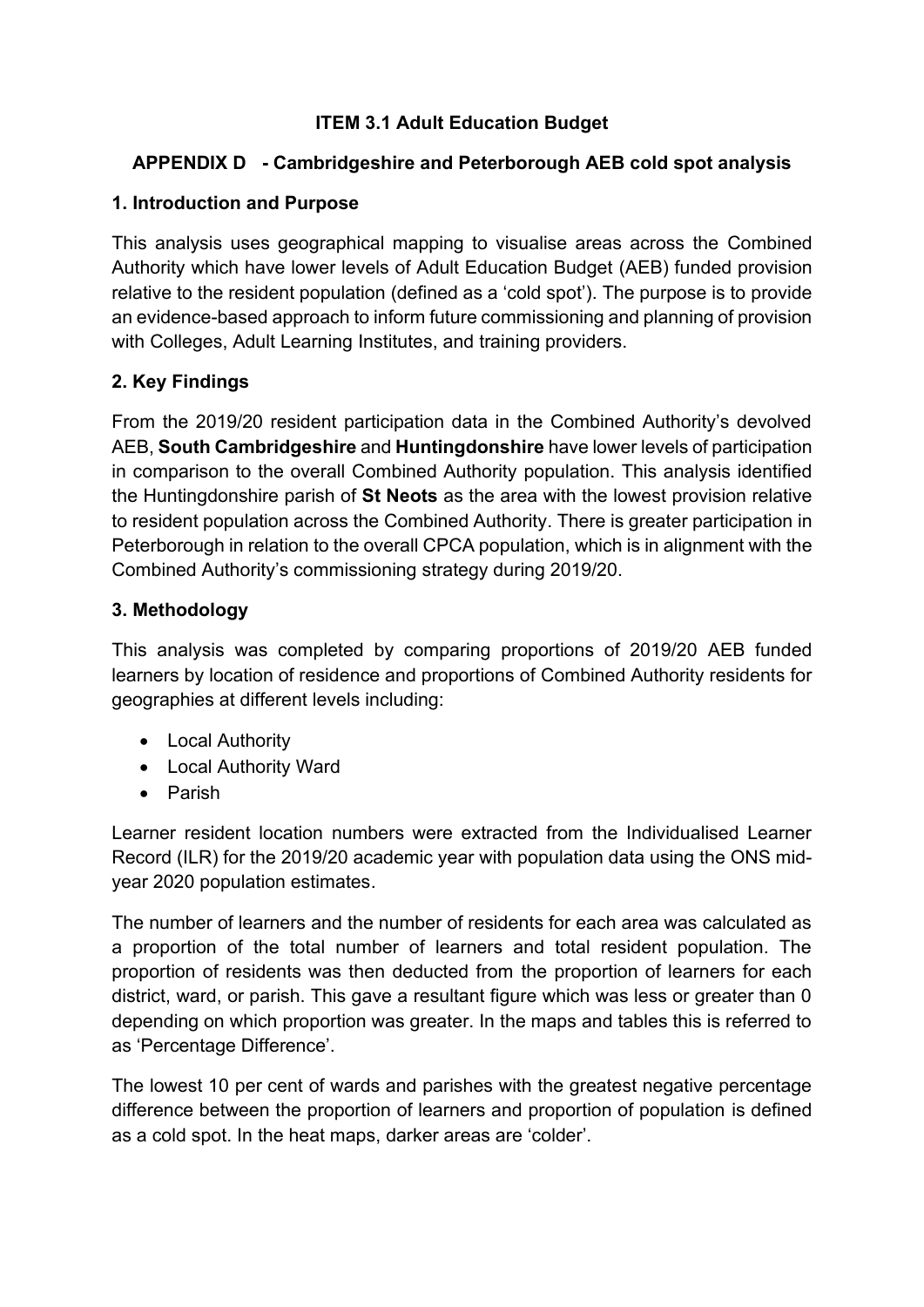# ITEM 3.1 Adult Education Budget

## APPENDIX D - Cambridgeshire and Peterborough AEB cold spot analysis

### 1. Introduction and Purpose

This analysis uses geographical mapping to visualise areas across the Combined Authority which have lower levels of Adult Education Budget (AEB) funded provision relative to the resident population (defined as a 'cold spot'). The purpose is to provide an evidence-based approach to inform future commissioning and planning of provision with Colleges, Adult Learning Institutes, and training providers.

### 2. Key Findings

From the 2019/20 resident participation data in the Combined Authority's devolved AEB, **South Cambridgeshire** and **Huntingdonshire** have lower levels of participation in comparison to the overall Combined Authority population. This analysis identified the Huntingdonshire parish of **St Neots** as the area with the lowest provision relative to resident population across the Combined Authority. There is greater participation in Peterborough in relation to the overall CPCA population, which is in alignment with the Combined Authority's commissioning strategy during 2019/20.

### 3. Methodology

This analysis was completed by comparing proportions of 2019/20 AEB funded learners by location of residence and proportions of Combined Authority residents for geographies at different levels including:

- Local Authority
- Local Authority Ward
- Parish

Learner resident location numbers were extracted from the Individualised Learner Record (ILR) for the 2019/20 academic year with population data using the ONS mid-year 2020 population estimates.

The number of learners and the number of residents for each area was calculated as a proportion of the total number of learners and total resident population. The proportion of residents was then deducted from the proportion of learners for each district, ward, or parish. This gave a resultant figure which was less or greater than 0 depending on which proportion was greater. In the maps and tables this is referred to as 'Percentage Difference'.

The lowest 10 per cent of wards and parishes with the greatest negative percentage difference between the proportion of learners and proportion of population is defined as a cold spot. In the heat maps, darker areas are 'colder'.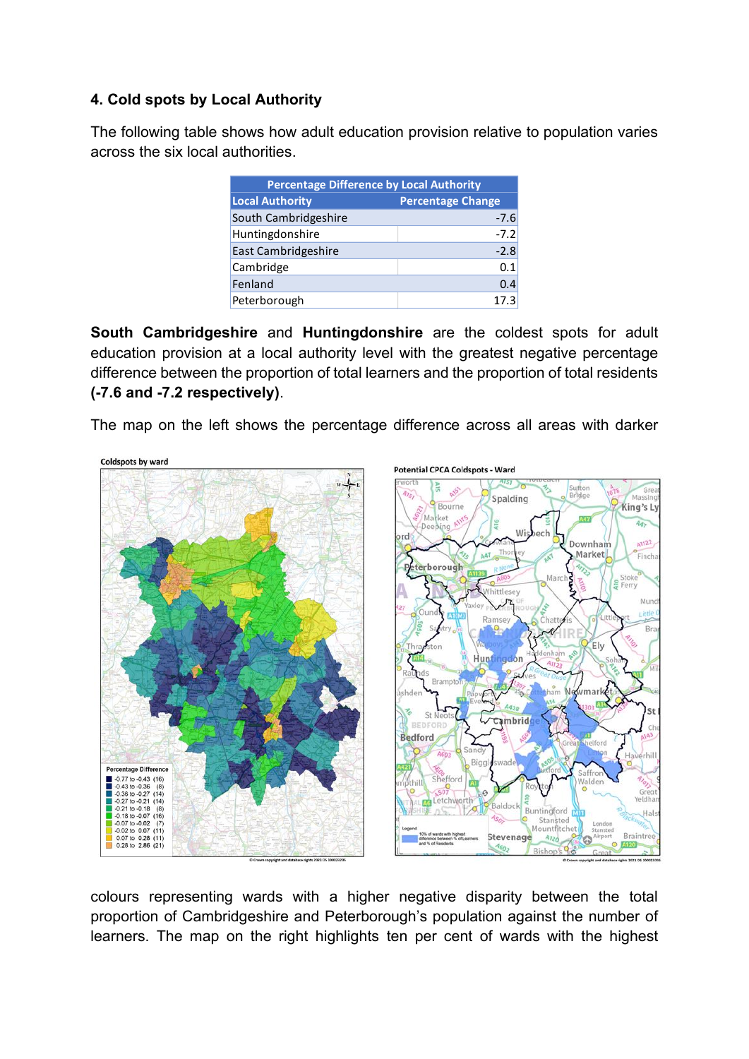### 4. Cold spots by Local Authority

The following table shows how adult education provision relative to population varies across the six local authorities.

| Percentage Difference by Local Authority | |
|---|---|
| **Local Authority** | **Percentage Change** |
| South Cambridgeshire | -7.6 |
| Huntingdonshire | -7.2 |
| East Cambridgeshire | -2.8 |
| Cambridge | 0.1 |
| Fenland | 0.4 |
| Peterborough | 17.3 |

**South Cambridgeshire** and **Huntingdonshire** are the coldest spots for adult education provision at a local authority level with the greatest negative percentage difference between the proportion of total learners and the proportion of total residents **(-7.6 and -7.2 respectively)**.

The map on the left shows the percentage difference across all areas with darker colours representing wards with a higher negative disparity between the total proportion of Cambridgeshire and Peterborough's population against the number of learners. The map on the right highlights ten per cent of wards with the highest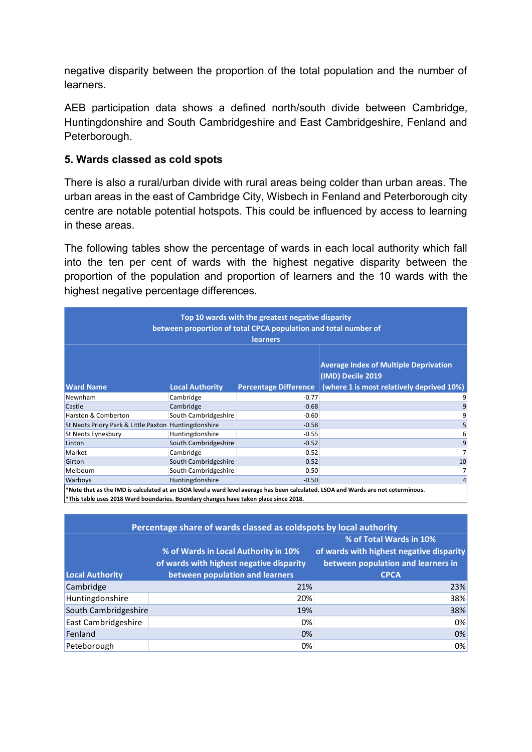negative disparity between the proportion of the total population and the number of learners.

AEB participation data shows a defined north/south divide between Cambridge, Huntingdonshire and South Cambridgeshire and East Cambridgeshire, Fenland and Peterborough.

### 5. Wards classed as cold spots

There is also a rural/urban divide with rural areas being colder than urban areas. The urban areas in the east of Cambridge City, Wisbech in Fenland and Peterborough city centre are notable potential hotspots. This could be influenced by access to learning in these areas.

The following tables show the percentage of wards in each local authority which fall into the ten per cent of wards with the highest negative disparity between the proportion of the population and proportion of learners and the 10 wards with the highest negative percentage differences.

**Top 10 wards with the greatest negative disparity between proportion of total CPCA population and total number of learners**

| Ward Name | Local Authority | Percentage Difference | Average Index of Multiple Deprivation (IMD) Decile 2019 (where 1 is most relatively deprived 10%) |
|---|---|---|---|
| Newnham | Cambridge | -0.77 | 9 |
| Castle | Cambridge | -0.68 | 9 |
| Harston & Comberton | South Cambridgeshire | -0.60 | 9 |
| St Neots Priory Park & Little Paxton | Huntingdonshire | -0.58 | 5 |
| St Neots Eynesbury | Huntingdonshire | -0.55 | 6 |
| Linton | South Cambridgeshire | -0.52 | 9 |
| Market | Cambridge | -0.52 | 7 |
| Girton | South Cambridgeshire | -0.52 | 10 |
| Melbourn | South Cambridgeshire | -0.50 | 7 |
| Warboys | Huntingdonshire | -0.50 | 4 |

*Note that as the IMD is calculated at an LSOA level a ward level average has been calculated. LSOA and Wards are not coterminous.
*This table uses 2018 Ward boundaries. Boundary changes have taken place since 2018.

**Percentage share of wards classed as coldspots by local authority**

| Local Authority | % of Wards in Local Authority in 10% of wards with highest negative disparity between population and learners | % of Total Wards in 10% of wards with highest negative disparity between population and learners in CPCA |
|---|---|---|
| Cambridge | 21% | 23% |
| Huntingdonshire | 20% | 38% |
| South Cambridgeshire | 19% | 38% |
| East Cambridgeshire | 0% | 0% |
| Fenland | 0% | 0% |
| Peteborough | 0% | 0% |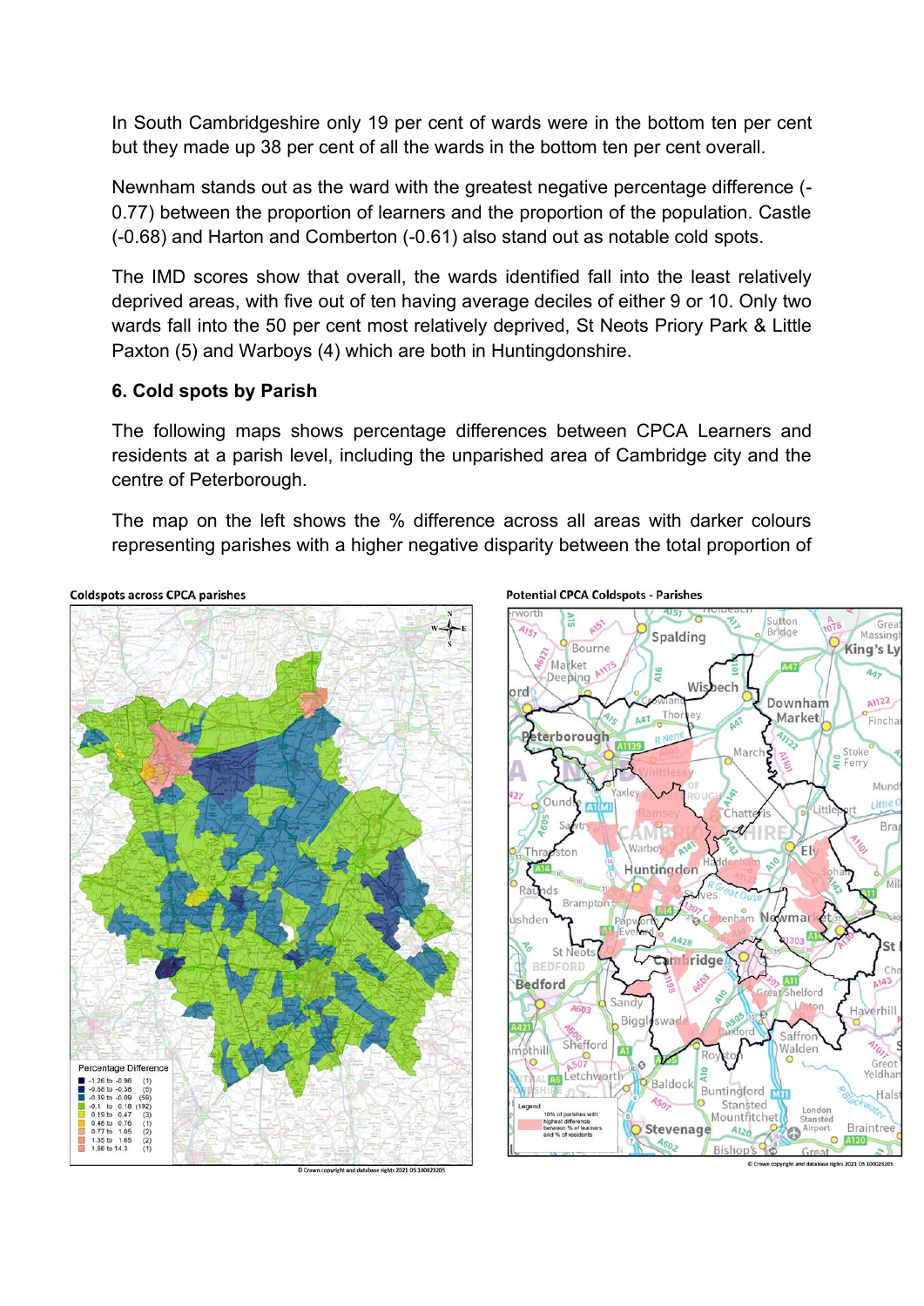In South Cambridgeshire only 19 per cent of wards were in the bottom ten per cent but they made up 38 per cent of all the wards in the bottom ten per cent overall.

Newnham stands out as the ward with the greatest negative percentage difference (-0.77) between the proportion of learners and the proportion of the population. Castle (-0.68) and Harton and Comberton (-0.61) also stand out as notable cold spots.

The IMD scores show that overall, the wards identified fall into the least relatively deprived areas, with five out of ten having average deciles of either 9 or 10. Only two wards fall into the 50 per cent most relatively deprived, St Neots Priory Park & Little Paxton (5) and Warboys (4) which are both in Huntingdonshire.

### 6. Cold spots by Parish

The following maps shows percentage differences between CPCA Learners and residents at a parish level, including the unparished area of Cambridge city and the centre of Peterborough.

The map on the left shows the % difference across all areas with darker colours representing parishes with a higher negative disparity between the total proportion of

**Coldspots across CPCA parishes**

Percentage Difference

- -1.26 to -0.96 (1)
- -0.95 to -0.36 (5)
- -0.35 to -0.09 (59)
- -0.1 to 0.18 (192)
- 0.19 to 0.47 (3)
- 0.48 to 0.76 (1)
- 0.77 to 1.05 (2)
- 1.35 to 1.65 (2)
- 1.66 to 14.3 (1)

© Crown copyright and database rights 2021 OS 100023205

**Potential CPCA Coldspots - Parishes**

Legend: 10% of parishes with highest difference between % of learners and % of residents

© Crown copyright and database rights 2021 OS 100023205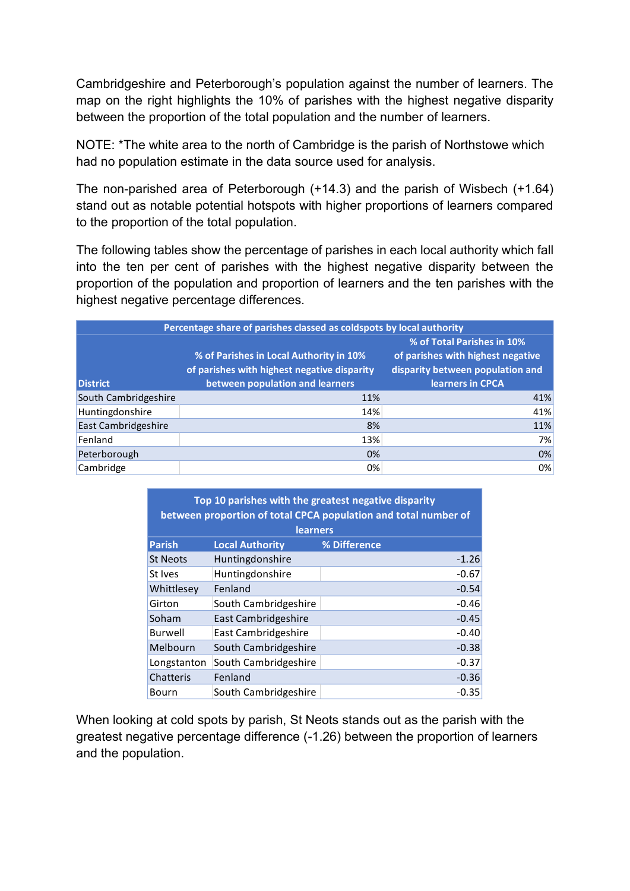Cambridgeshire and Peterborough's population against the number of learners. The map on the right highlights the 10% of parishes with the highest negative disparity between the proportion of the total population and the number of learners.

NOTE: *The white area to the north of Cambridge is the parish of Northstowe which had no population estimate in the data source used for analysis.

The non-parished area of Peterborough (+14.3) and the parish of Wisbech (+1.64) stand out as notable potential hotspots with higher proportions of learners compared to the proportion of the total population.

The following tables show the percentage of parishes in each local authority which fall into the ten per cent of parishes with the highest negative disparity between the proportion of the population and proportion of learners and the ten parishes with the highest negative percentage differences.

| Percentage share of parishes classed as coldspots by local authority | | |
|---|---|---|
| District | % of Parishes in Local Authority in 10% of parishes with highest negative disparity between population and learners | % of Total Parishes in 10% of parishes with highest negative disparity between population and learners in CPCA |
| South Cambridgeshire | 11% | 41% |
| Huntingdonshire | 14% | 41% |
| East Cambridgeshire | 8% | 11% |
| Fenland | 13% | 7% |
| Peterborough | 0% | 0% |
| Cambridge | 0% | 0% |

| Top 10 parishes with the greatest negative disparity between proportion of total CPCA population and total number of learners | | |
|---|---|---|
| Parish | Local Authority | % Difference |
| St Neots | Huntingdonshire | -1.26 |
| St Ives | Huntingdonshire | -0.67 |
| Whittlesey | Fenland | -0.54 |
| Girton | South Cambridgeshire | -0.46 |
| Soham | East Cambridgeshire | -0.45 |
| Burwell | East Cambridgeshire | -0.40 |
| Melbourn | South Cambridgeshire | -0.38 |
| Longstanton | South Cambridgeshire | -0.37 |
| Chatteris | Fenland | -0.36 |
| Bourn | South Cambridgeshire | -0.35 |

When looking at cold spots by parish, St Neots stands out as the parish with the greatest negative percentage difference (-1.26) between the proportion of learners and the population.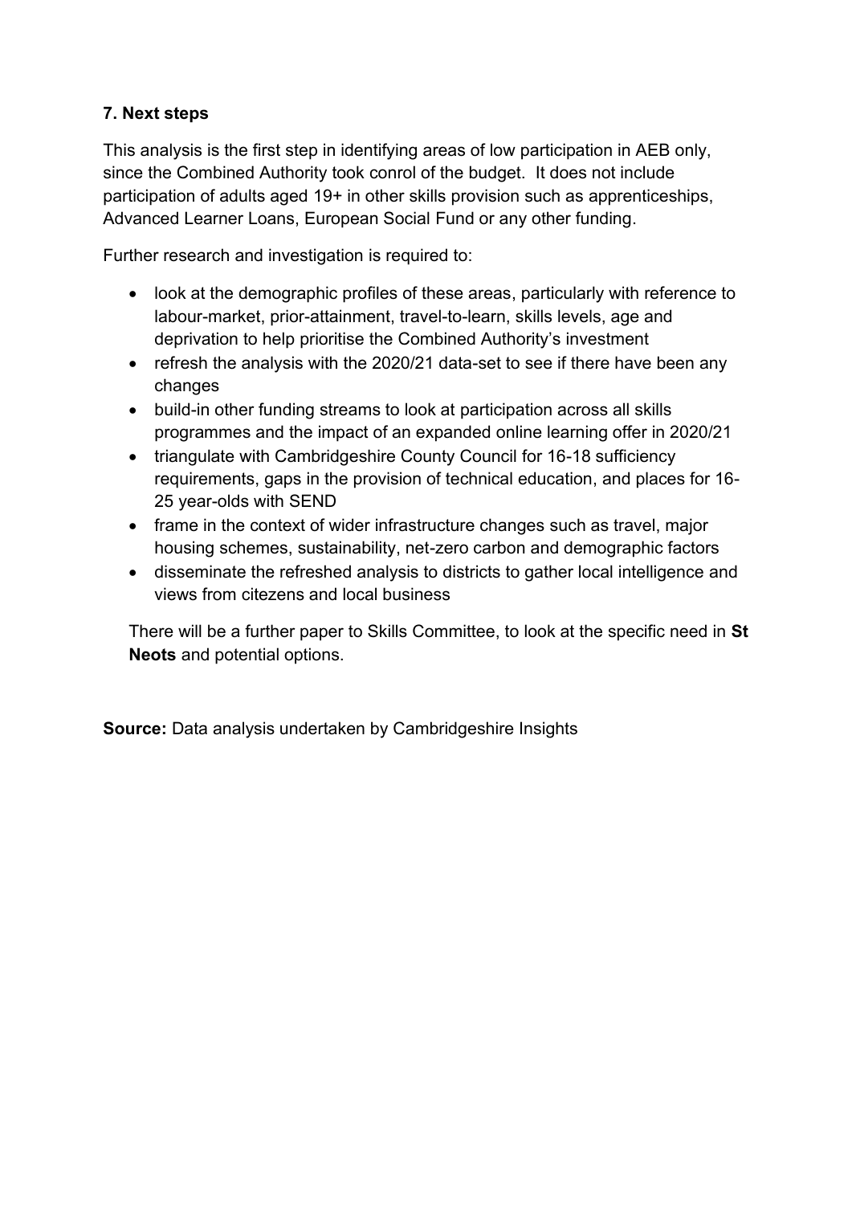**7. Next steps**

This analysis is the first step in identifying areas of low participation in AEB only, since the Combined Authority took conrol of the budget. It does not include participation of adults aged 19+ in other skills provision such as apprenticeships, Advanced Learner Loans, European Social Fund or any other funding.

Further research and investigation is required to:

- look at the demographic profiles of these areas, particularly with reference to labour-market, prior-attainment, travel-to-learn, skills levels, age and deprivation to help prioritise the Combined Authority's investment
- refresh the analysis with the 2020/21 data-set to see if there have been any changes
- build-in other funding streams to look at participation across all skills programmes and the impact of an expanded online learning offer in 2020/21
- triangulate with Cambridgeshire County Council for 16-18 sufficiency requirements, gaps in the provision of technical education, and places for 16-25 year-olds with SEND
- frame in the context of wider infrastructure changes such as travel, major housing schemes, sustainability, net-zero carbon and demographic factors
- disseminate the refreshed analysis to districts to gather local intelligence and views from citezens and local business

There will be a further paper to Skills Committee, to look at the specific need in **St Neots** and potential options.

**Source:** Data analysis undertaken by Cambridgeshire Insights